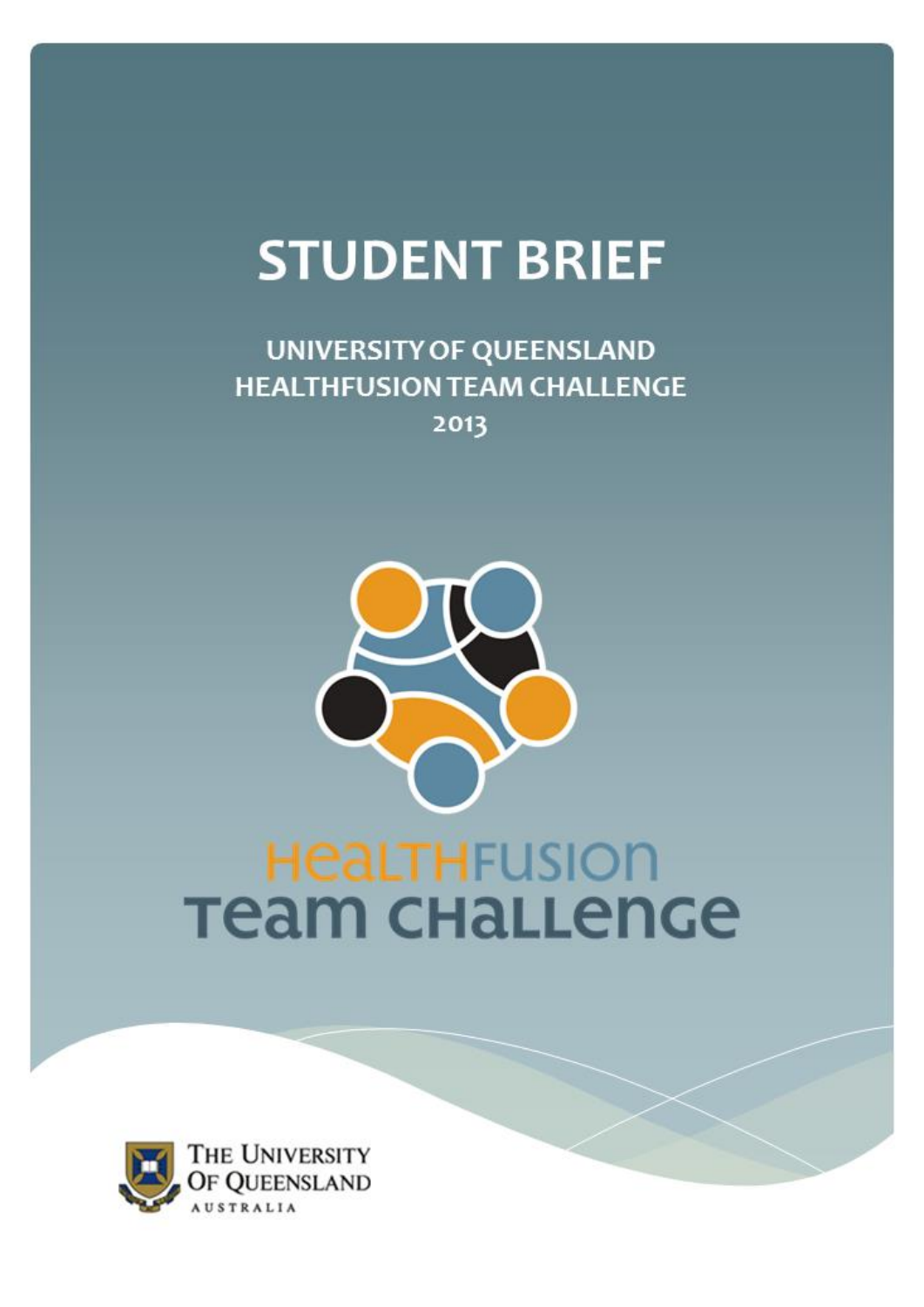# STUDENT BRIEF

## UNIVERSITY OF QUEENSLAND HEALTHFUSION TEAM CHALLENGE 2013

HEALTHFUSION TEAM CHALLENGE

THE UNIVERSITY OF QUEENSLAND AUSTRALIA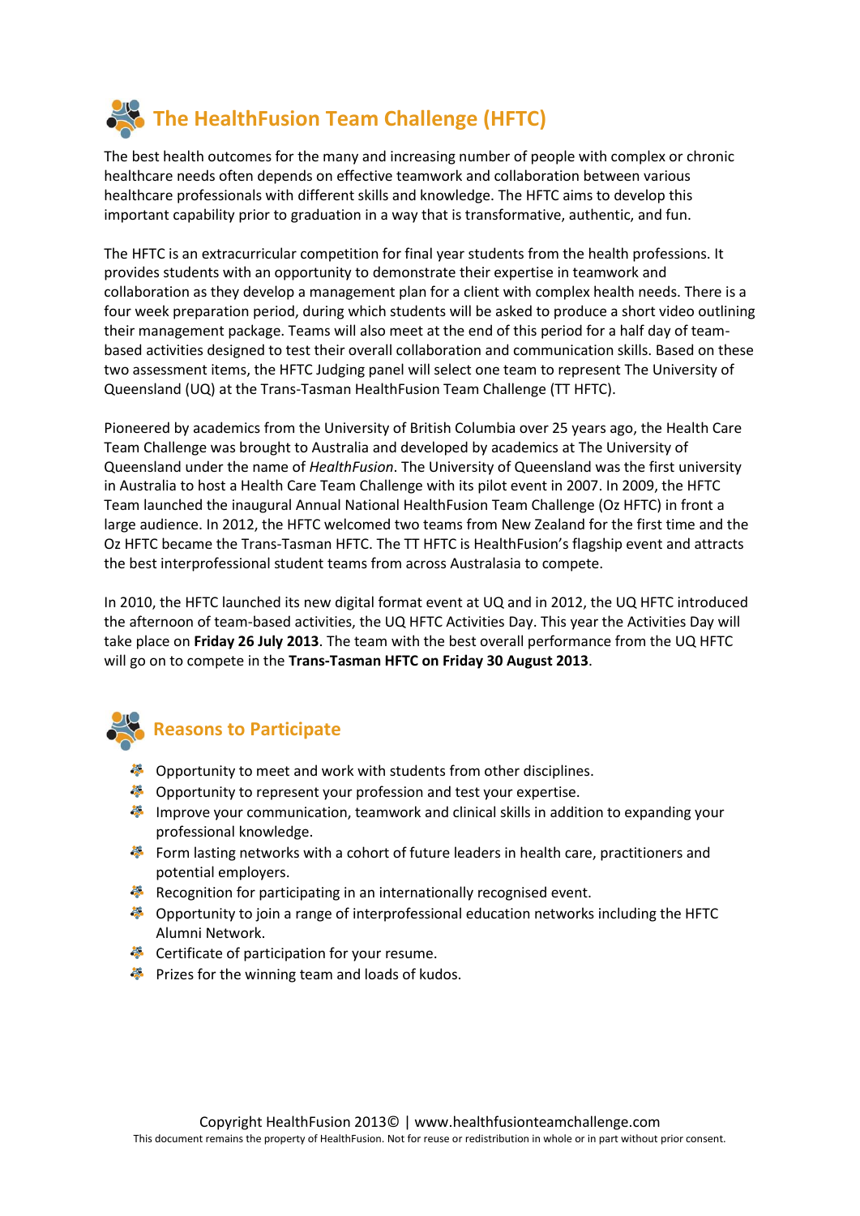## The HealthFusion Team Challenge (HFTC)

The best health outcomes for the many and increasing number of people with complex or chronic healthcare needs often depends on effective teamwork and collaboration between various healthcare professionals with different skills and knowledge. The HFTC aims to develop this important capability prior to graduation in a way that is transformative, authentic, and fun.

The HFTC is an extracurricular competition for final year students from the health professions. It provides students with an opportunity to demonstrate their expertise in teamwork and collaboration as they develop a management plan for a client with complex health needs. There is a four week preparation period, during which students will be asked to produce a short video outlining their management package. Teams will also meet at the end of this period for a half day of team-based activities designed to test their overall collaboration and communication skills. Based on these two assessment items, the HFTC Judging panel will select one team to represent The University of Queensland (UQ) at the Trans-Tasman HealthFusion Team Challenge (TT HFTC).

Pioneered by academics from the University of British Columbia over 25 years ago, the Health Care Team Challenge was brought to Australia and developed by academics at The University of Queensland under the name of *HealthFusion*. The University of Queensland was the first university in Australia to host a Health Care Team Challenge with its pilot event in 2007. In 2009, the HFTC Team launched the inaugural Annual National HealthFusion Team Challenge (Oz HFTC) in front a large audience. In 2012, the HFTC welcomed two teams from New Zealand for the first time and the Oz HFTC became the Trans-Tasman HFTC. The TT HFTC is HealthFusion's flagship event and attracts the best interprofessional student teams from across Australasia to compete.

In 2010, the HFTC launched its new digital format event at UQ and in 2012, the UQ HFTC introduced the afternoon of team-based activities, the UQ HFTC Activities Day. This year the Activities Day will take place on **Friday 26 July 2013**. The team with the best overall performance from the UQ HFTC will go on to compete in the **Trans-Tasman HFTC on Friday 30 August 2013**.

## Reasons to Participate

- Opportunity to meet and work with students from other disciplines.
- Opportunity to represent your profession and test your expertise.
- Improve your communication, teamwork and clinical skills in addition to expanding your professional knowledge.
- Form lasting networks with a cohort of future leaders in health care, practitioners and potential employers.
- Recognition for participating in an internationally recognised event.
- Opportunity to join a range of interprofessional education networks including the HFTC Alumni Network.
- Certificate of participation for your resume.
- Prizes for the winning team and loads of kudos.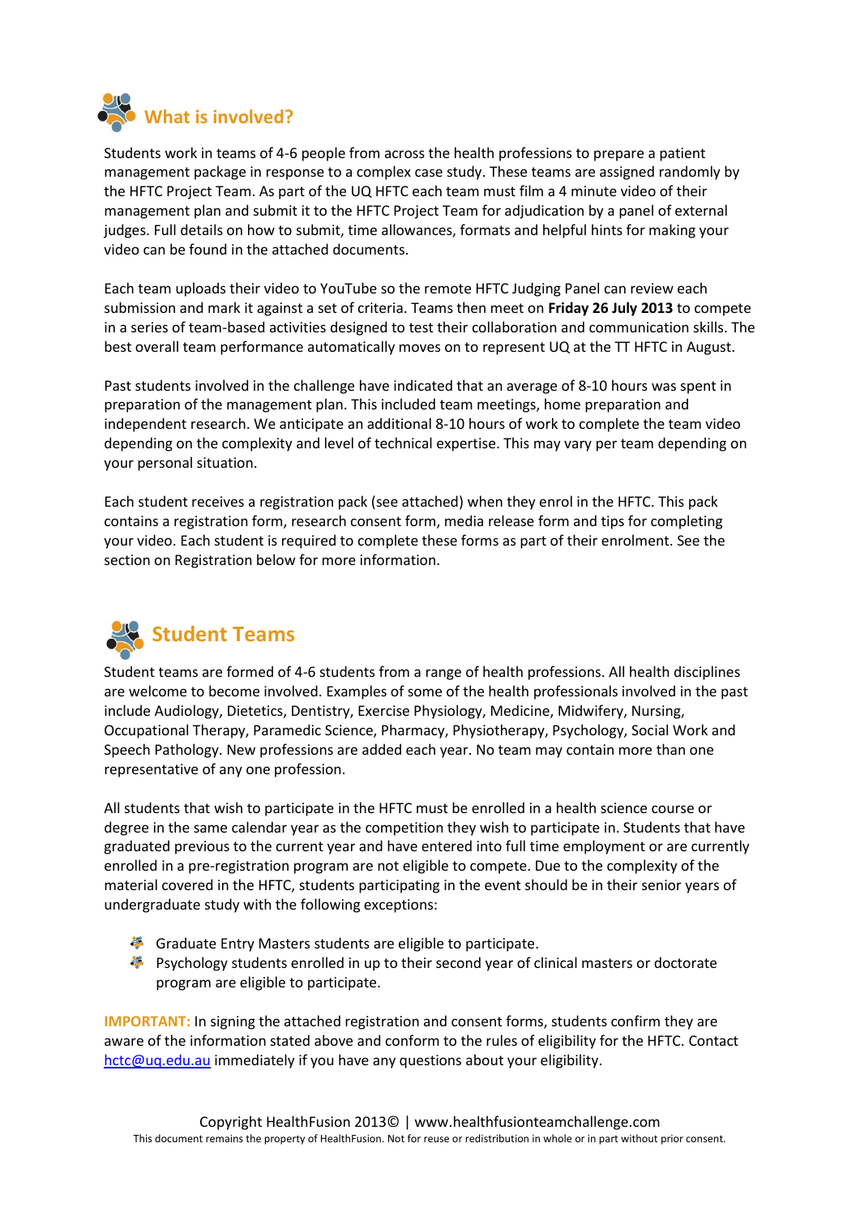## What is involved?

Students work in teams of 4-6 people from across the health professions to prepare a patient management package in response to a complex case study. These teams are assigned randomly by the HFTC Project Team. As part of the UQ HFTC each team must film a 4 minute video of their management plan and submit it to the HFTC Project Team for adjudication by a panel of external judges. Full details on how to submit, time allowances, formats and helpful hints for making your video can be found in the attached documents.

Each team uploads their video to YouTube so the remote HFTC Judging Panel can review each submission and mark it against a set of criteria. Teams then meet on **Friday 26 July 2013** to compete in a series of team-based activities designed to test their collaboration and communication skills. The best overall team performance automatically moves on to represent UQ at the TT HFTC in August.

Past students involved in the challenge have indicated that an average of 8-10 hours was spent in preparation of the management plan. This included team meetings, home preparation and independent research. We anticipate an additional 8-10 hours of work to complete the team video depending on the complexity and level of technical expertise. This may vary per team depending on your personal situation.

Each student receives a registration pack (see attached) when they enrol in the HFTC. This pack contains a registration form, research consent form, media release form and tips for completing your video. Each student is required to complete these forms as part of their enrolment. See the section on Registration below for more information.

## Student Teams

Student teams are formed of 4-6 students from a range of health professions. All health disciplines are welcome to become involved. Examples of some of the health professionals involved in the past include Audiology, Dietetics, Dentistry, Exercise Physiology, Medicine, Midwifery, Nursing, Occupational Therapy, Paramedic Science, Pharmacy, Physiotherapy, Psychology, Social Work and Speech Pathology. New professions are added each year. No team may contain more than one representative of any one profession.

All students that wish to participate in the HFTC must be enrolled in a health science course or degree in the same calendar year as the competition they wish to participate in. Students that have graduated previous to the current year and have entered into full time employment or are currently enrolled in a pre-registration program are not eligible to compete. Due to the complexity of the material covered in the HFTC, students participating in the event should be in their senior years of undergraduate study with the following exceptions:

- Graduate Entry Masters students are eligible to participate.
- Psychology students enrolled in up to their second year of clinical masters or doctorate program are eligible to participate.

**IMPORTANT:** In signing the attached registration and consent forms, students confirm they are aware of the information stated above and conform to the rules of eligibility for the HFTC. Contact hctc@uq.edu.au immediately if you have any questions about your eligibility.

Copyright HealthFusion 2013© | www.healthfusionteamchallenge.com
This document remains the property of HealthFusion. Not for reuse or redistribution in whole or in part without prior consent.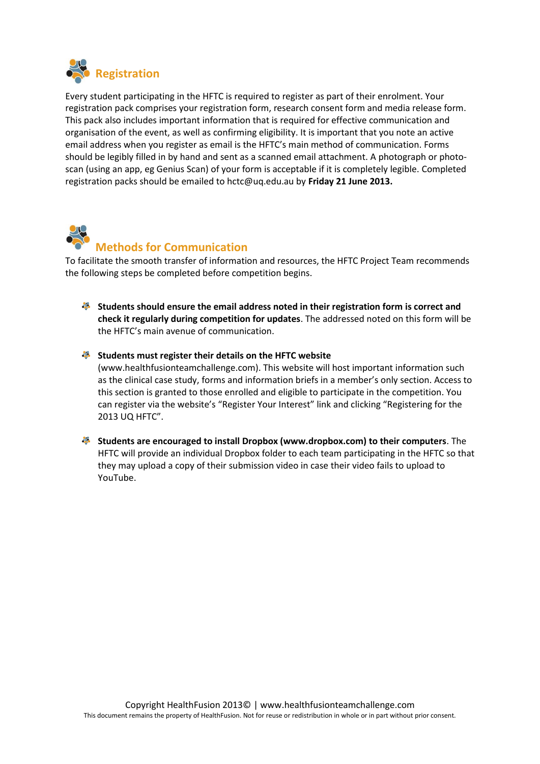## Registration

Every student participating in the HFTC is required to register as part of their enrolment. Your registration pack comprises your registration form, research consent form and media release form. This pack also includes important information that is required for effective communication and organisation of the event, as well as confirming eligibility. It is important that you note an active email address when you register as email is the HFTC's main method of communication. Forms should be legibly filled in by hand and sent as a scanned email attachment. A photograph or photo-scan (using an app, eg Genius Scan) of your form is acceptable if it is completely legible. Completed registration packs should be emailed to hctc@uq.edu.au by **Friday 21 June 2013.**

## Methods for Communication

To facilitate the smooth transfer of information and resources, the HFTC Project Team recommends the following steps be completed before competition begins.

- **Students should ensure the email address noted in their registration form is correct and check it regularly during competition for updates**. The addressed noted on this form will be the HFTC's main avenue of communication.

- **Students must register their details on the HFTC website** (www.healthfusionteamchallenge.com). This website will host important information such as the clinical case study, forms and information briefs in a member's only section. Access to this section is granted to those enrolled and eligible to participate in the competition. You can register via the website's "Register Your Interest" link and clicking "Registering for the 2013 UQ HFTC".

- **Students are encouraged to install Dropbox (www.dropbox.com) to their computers**. The HFTC will provide an individual Dropbox folder to each team participating in the HFTC so that they may upload a copy of their submission video in case their video fails to upload to YouTube.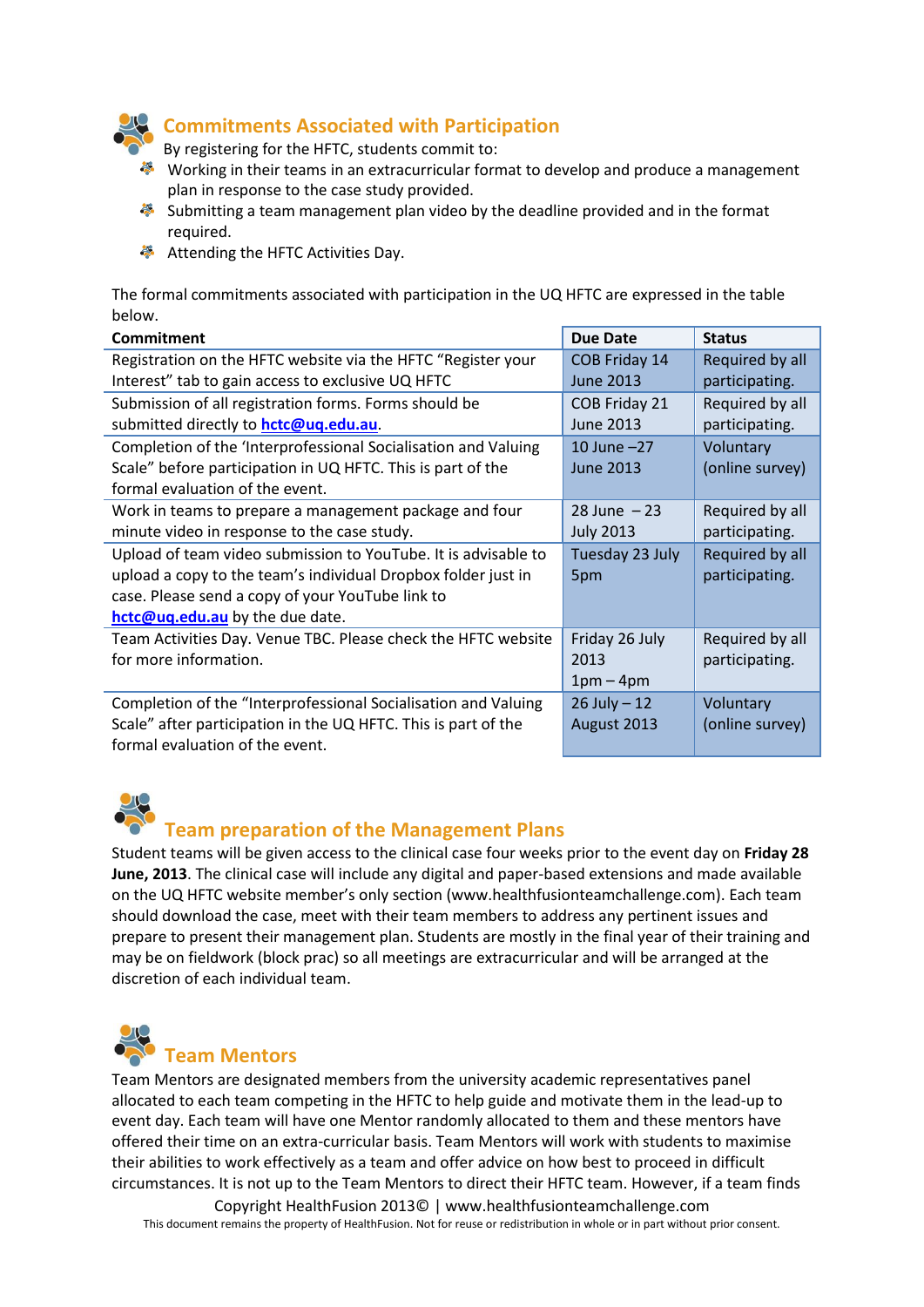## Commitments Associated with Participation

By registering for the HFTC, students commit to:

- Working in their teams in an extracurricular format to develop and produce a management plan in response to the case study provided.
- Submitting a team management plan video by the deadline provided and in the format required.
- Attending the HFTC Activities Day.

The formal commitments associated with participation in the UQ HFTC are expressed in the table below.

| Commitment | Due Date | Status |
|---|---|---|
| Registration on the HFTC website via the HFTC "Register your Interest" tab to gain access to exclusive UQ HFTC | COB Friday 14 June 2013 | Required by all participating. |
| Submission of all registration forms. Forms should be submitted directly to **hctc@uq.edu.au**. | COB Friday 21 June 2013 | Required by all participating. |
| Completion of the 'Interprofessional Socialisation and Valuing Scale" before participation in UQ HFTC. This is part of the formal evaluation of the event. | 10 June –27 June 2013 | Voluntary (online survey) |
| Work in teams to prepare a management package and four minute video in response to the case study. | 28 June – 23 July 2013 | Required by all participating. |
| Upload of team video submission to YouTube. It is advisable to upload a copy to the team's individual Dropbox folder just in case. Please send a copy of your YouTube link to **hctc@uq.edu.au** by the due date. | Tuesday 23 July 5pm | Required by all participating. |
| Team Activities Day. Venue TBC. Please check the HFTC website for more information. | Friday 26 July 2013 1pm – 4pm | Required by all participating. |
| Completion of the "Interprofessional Socialisation and Valuing Scale" after participation in the UQ HFTC. This is part of the formal evaluation of the event. | 26 July – 12 August 2013 | Voluntary (online survey) |

## Team preparation of the Management Plans

Student teams will be given access to the clinical case four weeks prior to the event day on **Friday 28 June, 2013**. The clinical case will include any digital and paper-based extensions and made available on the UQ HFTC website member's only section (www.healthfusionteamchallenge.com). Each team should download the case, meet with their team members to address any pertinent issues and prepare to present their management plan. Students are mostly in the final year of their training and may be on fieldwork (block prac) so all meetings are extracurricular and will be arranged at the discretion of each individual team.

## Team Mentors

Team Mentors are designated members from the university academic representatives panel allocated to each team competing in the HFTC to help guide and motivate them in the lead-up to event day. Each team will have one Mentor randomly allocated to them and these mentors have offered their time on an extra-curricular basis. Team Mentors will work with students to maximise their abilities to work effectively as a team and offer advice on how best to proceed in difficult circumstances. It is not up to the Team Mentors to direct their HFTC team. However, if a team finds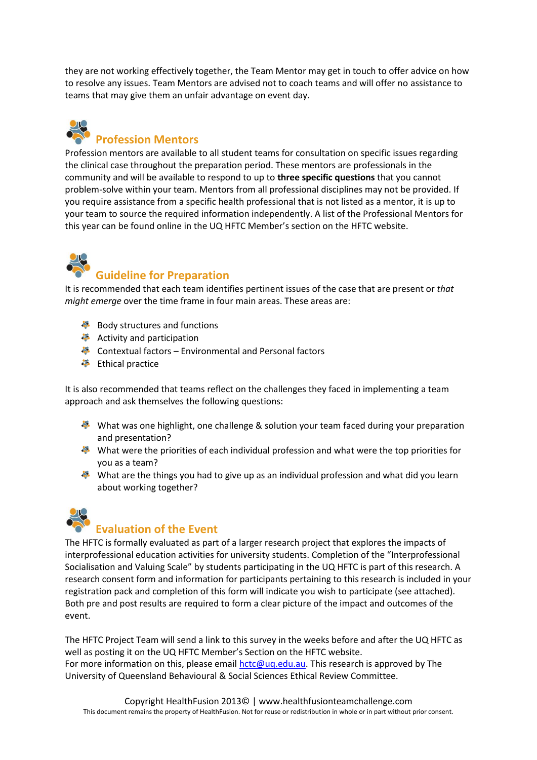they are not working effectively together, the Team Mentor may get in touch to offer advice on how to resolve any issues. Team Mentors are advised not to coach teams and will offer no assistance to teams that may give them an unfair advantage on event day.

## Profession Mentors

Profession mentors are available to all student teams for consultation on specific issues regarding the clinical case throughout the preparation period. These mentors are professionals in the community and will be available to respond to up to **three specific questions** that you cannot problem-solve within your team. Mentors from all professional disciplines may not be provided. If you require assistance from a specific health professional that is not listed as a mentor, it is up to your team to source the required information independently. A list of the Professional Mentors for this year can be found online in the UQ HFTC Member's section on the HFTC website.

## Guideline for Preparation

It is recommended that each team identifies pertinent issues of the case that are present or *that might emerge* over the time frame in four main areas. These areas are:

- Body structures and functions
- Activity and participation
- Contextual factors – Environmental and Personal factors
- Ethical practice

It is also recommended that teams reflect on the challenges they faced in implementing a team approach and ask themselves the following questions:

- What was one highlight, one challenge & solution your team faced during your preparation and presentation?
- What were the priorities of each individual profession and what were the top priorities for you as a team?
- What are the things you had to give up as an individual profession and what did you learn about working together?

## Evaluation of the Event

The HFTC is formally evaluated as part of a larger research project that explores the impacts of interprofessional education activities for university students. Completion of the "Interprofessional Socialisation and Valuing Scale" by students participating in the UQ HFTC is part of this research. A research consent form and information for participants pertaining to this research is included in your registration pack and completion of this form will indicate you wish to participate (see attached). Both pre and post results are required to form a clear picture of the impact and outcomes of the event.

The HFTC Project Team will send a link to this survey in the weeks before and after the UQ HFTC as well as posting it on the UQ HFTC Member's Section on the HFTC website.
For more information on this, please email hctc@uq.edu.au. This research is approved by The University of Queensland Behavioural & Social Sciences Ethical Review Committee.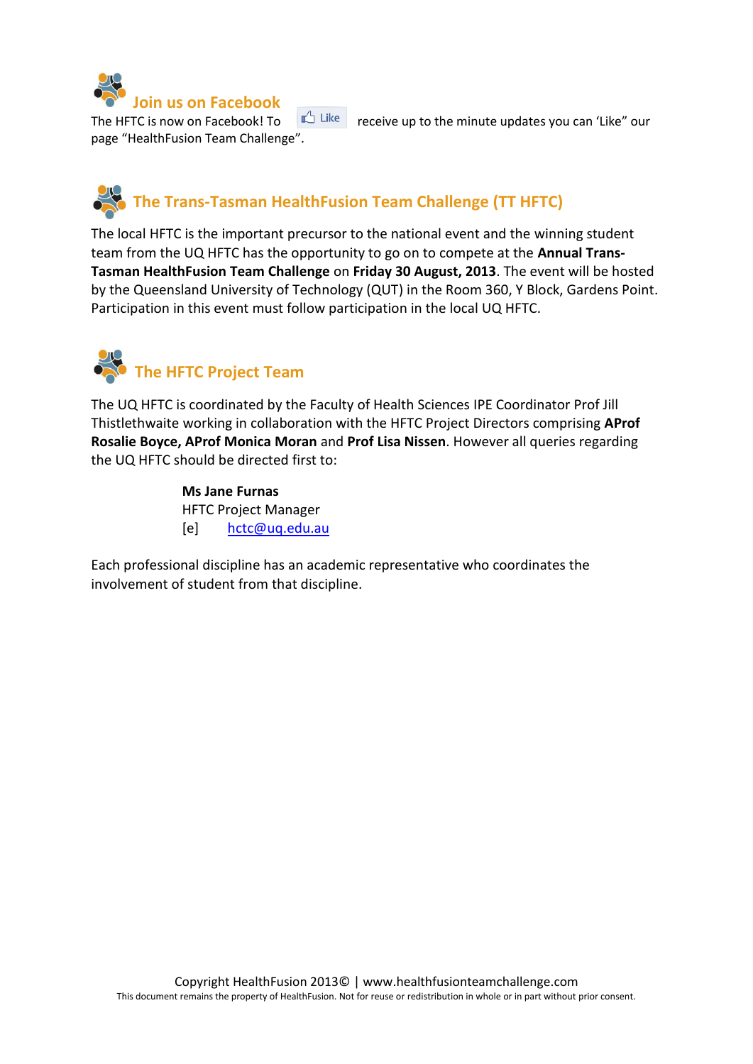## Join us on Facebook

The HFTC is now on Facebook! To Like receive up to the minute updates you can 'Like" our page "HealthFusion Team Challenge".

## The Trans-Tasman HealthFusion Team Challenge (TT HFTC)

The local HFTC is the important precursor to the national event and the winning student team from the UQ HFTC has the opportunity to go on to compete at the **Annual Trans-Tasman HealthFusion Team Challenge** on **Friday 30 August, 2013**. The event will be hosted by the Queensland University of Technology (QUT) in the Room 360, Y Block, Gardens Point. Participation in this event must follow participation in the local UQ HFTC.

## The HFTC Project Team

The UQ HFTC is coordinated by the Faculty of Health Sciences IPE Coordinator Prof Jill Thistlethwaite working in collaboration with the HFTC Project Directors comprising **AProf Rosalie Boyce, AProf Monica Moran** and **Prof Lisa Nissen**. However all queries regarding the UQ HFTC should be directed first to:

**Ms Jane Furnas**
HFTC Project Manager
[e] hctc@uq.edu.au

Each professional discipline has an academic representative who coordinates the involvement of student from that discipline.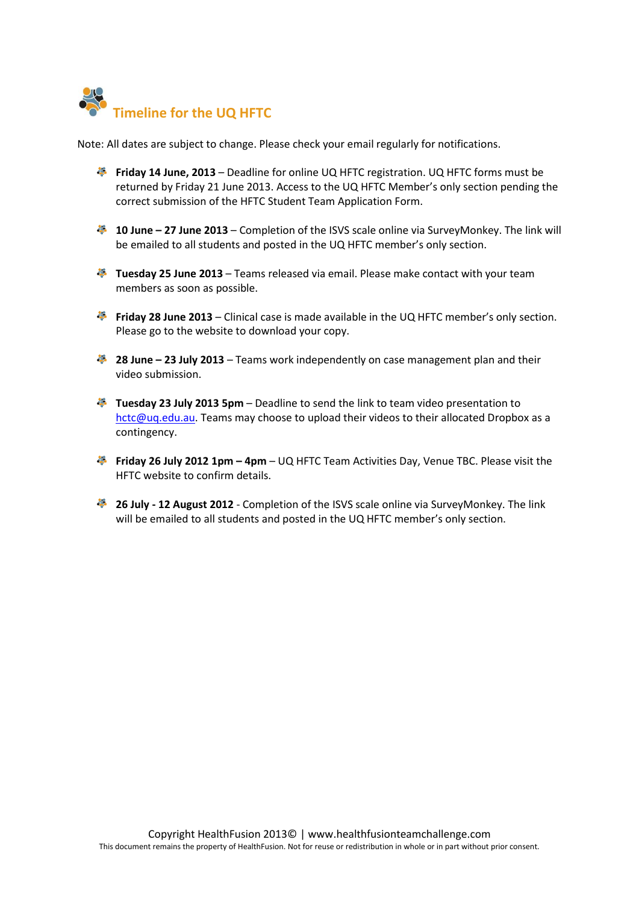# Timeline for the UQ HFTC

Note: All dates are subject to change. Please check your email regularly for notifications.

- **Friday 14 June, 2013** – Deadline for online UQ HFTC registration. UQ HFTC forms must be returned by Friday 21 June 2013. Access to the UQ HFTC Member's only section pending the correct submission of the HFTC Student Team Application Form.

- **10 June – 27 June 2013** – Completion of the ISVS scale online via SurveyMonkey. The link will be emailed to all students and posted in the UQ HFTC member's only section.

- **Tuesday 25 June 2013** – Teams released via email. Please make contact with your team members as soon as possible.

- **Friday 28 June 2013** – Clinical case is made available in the UQ HFTC member's only section. Please go to the website to download your copy.

- **28 June – 23 July 2013** – Teams work independently on case management plan and their video submission.

- **Tuesday 23 July 2013 5pm** – Deadline to send the link to team video presentation to hctc@uq.edu.au. Teams may choose to upload their videos to their allocated Dropbox as a contingency.

- **Friday 26 July 2012 1pm – 4pm** – UQ HFTC Team Activities Day, Venue TBC. Please visit the HFTC website to confirm details.

- **26 July - 12 August 2012** - Completion of the ISVS scale online via SurveyMonkey. The link will be emailed to all students and posted in the UQ HFTC member's only section.

Copyright HealthFusion 2013© | www.healthfusionteamchallenge.com

This document remains the property of HealthFusion. Not for reuse or redistribution in whole or in part without prior consent.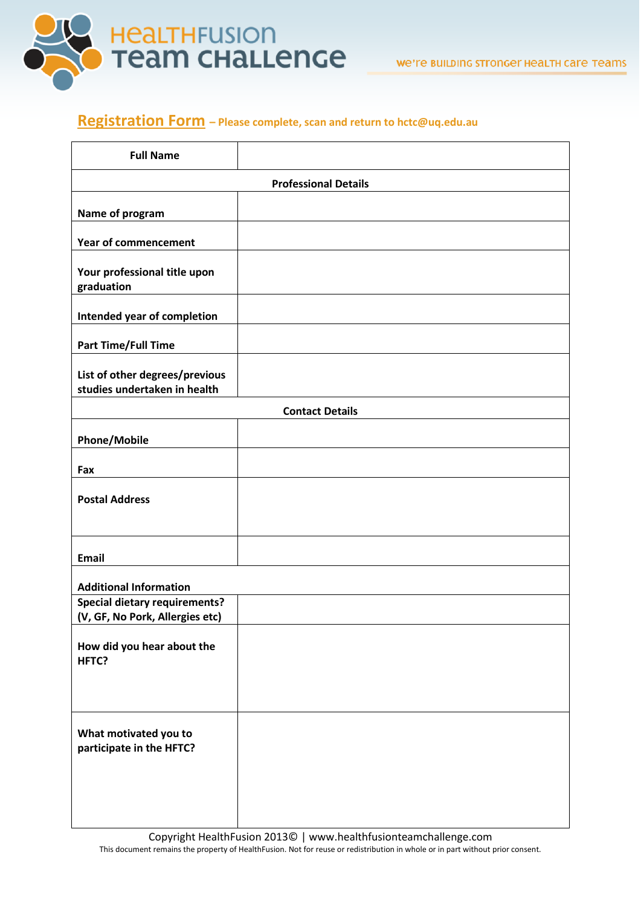# HealthFusion Team Challenge

we're building stronger health care teams

## Registration Form – Please complete, scan and return to hctc@uq.edu.au

| Full Name | |
|---|---|
| **Professional Details** | |
| Name of program | |
| Year of commencement | |
| Your professional title upon graduation | |
| Intended year of completion | |
| Part Time/Full Time | |
| List of other degrees/previous studies undertaken in health | |
| **Contact Details** | |
| Phone/Mobile | |
| Fax | |
| Postal Address | |
| Email | |
| **Additional Information** | |
| Special dietary requirements? (V, GF, No Pork, Allergies etc) | |
| How did you hear about the HFTC? | |
| What motivated you to participate in the HFTC? | |

Copyright HealthFusion 2013© | www.healthfusionteamchallenge.com

This document remains the property of HealthFusion. Not for reuse or redistribution in whole or in part without prior consent.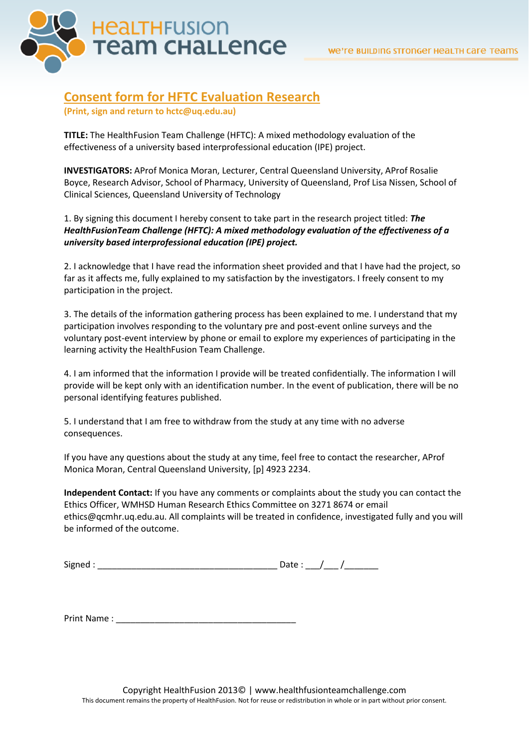# HealthFusion Team Challenge

we're building stronger health care teams

## Consent form for HFTC Evaluation Research

**(Print, sign and return to hctc@uq.edu.au)**

**TITLE:** The HealthFusion Team Challenge (HFTC): A mixed methodology evaluation of the effectiveness of a university based interprofessional education (IPE) project.

**INVESTIGATORS:** AProf Monica Moran, Lecturer, Central Queensland University, AProf Rosalie Boyce, Research Advisor, School of Pharmacy, University of Queensland, Prof Lisa Nissen, School of Clinical Sciences, Queensland University of Technology

1. By signing this document I hereby consent to take part in the research project titled: ***The HealthFusionTeam Challenge (HFTC): A mixed methodology evaluation of the effectiveness of a university based interprofessional education (IPE) project.***

2. I acknowledge that I have read the information sheet provided and that I have had the project, so far as it affects me, fully explained to my satisfaction by the investigators. I freely consent to my participation in the project.

3. The details of the information gathering process has been explained to me. I understand that my participation involves responding to the voluntary pre and post-event online surveys and the voluntary post-event interview by phone or email to explore my experiences of participating in the learning activity the HealthFusion Team Challenge.

4. I am informed that the information I provide will be treated confidentially. The information I will provide will be kept only with an identification number. In the event of publication, there will be no personal identifying features published.

5. I understand that I am free to withdraw from the study at any time with no adverse consequences.

If you have any questions about the study at any time, feel free to contact the researcher, AProf Monica Moran, Central Queensland University, [p] 4923 2234.

**Independent Contact:** If you have any comments or complaints about the study you can contact the Ethics Officer, WMHSD Human Research Ethics Committee on 3271 8674 or email ethics@qcmhr.uq.edu.au. All complaints will be treated in confidence, investigated fully and you will be informed of the outcome.

Signed : _____________________________________ Date : ___/___ /_______

Print Name : _____________________________________

Copyright HealthFusion 2013© | www.healthfusionteamchallenge.com

This document remains the property of HealthFusion. Not for reuse or redistribution in whole or in part without prior consent.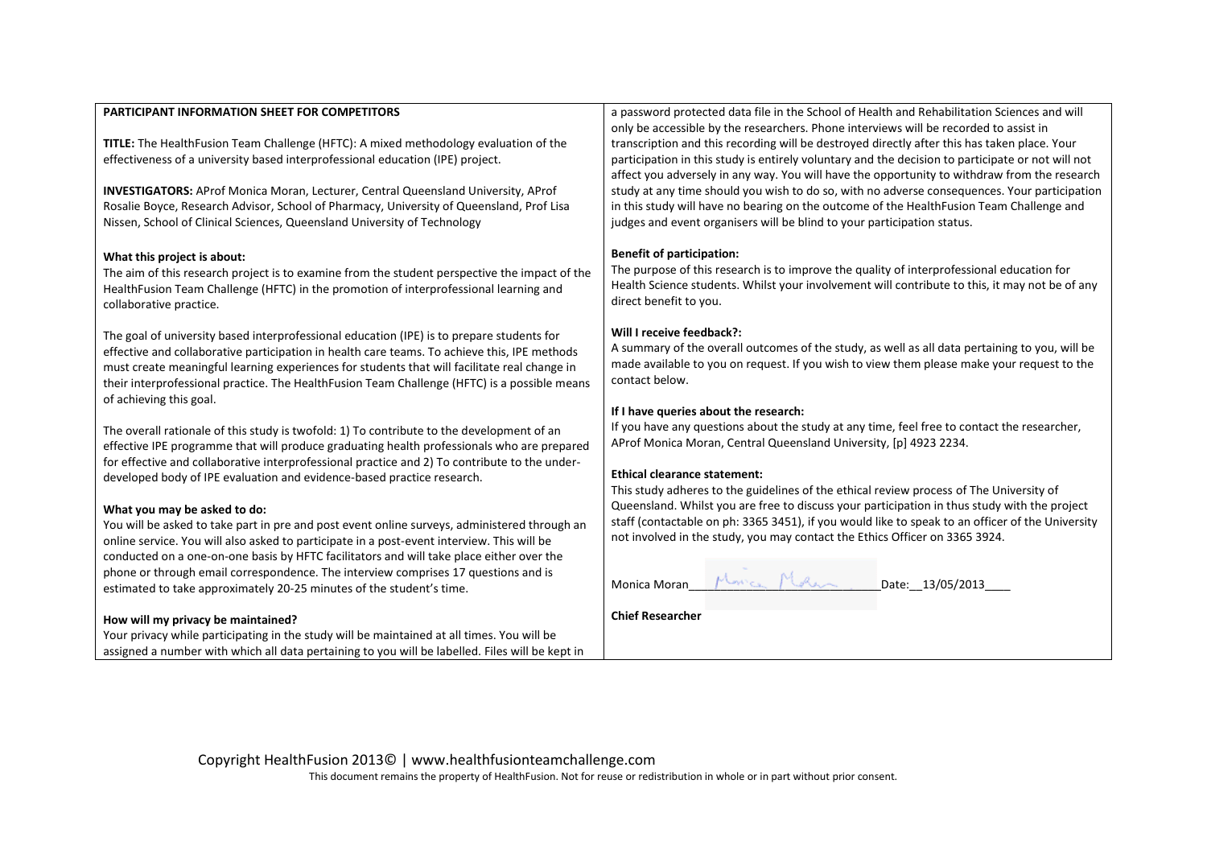**PARTICIPANT INFORMATION SHEET FOR COMPETITORS**

**TITLE:** The HealthFusion Team Challenge (HFTC): A mixed methodology evaluation of the effectiveness of a university based interprofessional education (IPE) project.

**INVESTIGATORS:** AProf Monica Moran, Lecturer, Central Queensland University, AProf Rosalie Boyce, Research Advisor, School of Pharmacy, University of Queensland, Prof Lisa Nissen, School of Clinical Sciences, Queensland University of Technology

**What this project is about:**
The aim of this research project is to examine from the student perspective the impact of the HealthFusion Team Challenge (HFTC) in the promotion of interprofessional learning and collaborative practice.

The goal of university based interprofessional education (IPE) is to prepare students for effective and collaborative participation in health care teams. To achieve this, IPE methods must create meaningful learning experiences for students that will facilitate real change in their interprofessional practice. The HealthFusion Team Challenge (HFTC) is a possible means of achieving this goal.

The overall rationale of this study is twofold: 1) To contribute to the development of an effective IPE programme that will produce graduating health professionals who are prepared for effective and collaborative interprofessional practice and 2) To contribute to the under-developed body of IPE evaluation and evidence-based practice research.

**What you may be asked to do:**
You will be asked to take part in pre and post event online surveys, administered through an online service. You will also asked to participate in a post-event interview. This will be conducted on a one-on-one basis by HFTC facilitators and will take place either over the phone or through email correspondence. The interview comprises 17 questions and is estimated to take approximately 20-25 minutes of the student's time.

**How will my privacy be maintained?**
Your privacy while participating in the study will be maintained at all times. You will be assigned a number with which all data pertaining to you will be labelled. Files will be kept in a password protected data file in the School of Health and Rehabilitation Sciences and will only be accessible by the researchers. Phone interviews will be recorded to assist in transcription and this recording will be destroyed directly after this has taken place. Your participation in this study is entirely voluntary and the decision to participate or not will not affect you adversely in any way. You will have the opportunity to withdraw from the research study at any time should you wish to do so, with no adverse consequences. Your participation in this study will have no bearing on the outcome of the HealthFusion Team Challenge and judges and event organisers will be blind to your participation status.

**Benefit of participation:**
The purpose of this research is to improve the quality of interprofessional education for Health Science students. Whilst your involvement will contribute to this, it may not be of any direct benefit to you.

**Will I receive feedback?:**
A summary of the overall outcomes of the study, as well as all data pertaining to you, will be made available to you on request. If you wish to view them please make your request to the contact below.

**If I have queries about the research:**
If you have any questions about the study at any time, feel free to contact the researcher, AProf Monica Moran, Central Queensland University, [p] 4923 2234.

**Ethical clearance statement:**
This study adheres to the guidelines of the ethical review process of The University of Queensland. Whilst you are free to discuss your participation in thus study with the project staff (contactable on ph: 3365 3451), if you would like to speak to an officer of the University not involved in the study, you may contact the Ethics Officer on 3365 3924.

Monica Moran\_\_\_\_Monica Moran\_\_\_\_Date:\_\_13/05/2013\_\_\_\_

**Chief Researcher**

Copyright HealthFusion 2013© | www.healthfusionteamchallenge.com
This document remains the property of HealthFusion. Not for reuse or redistribution in whole or in part without prior consent.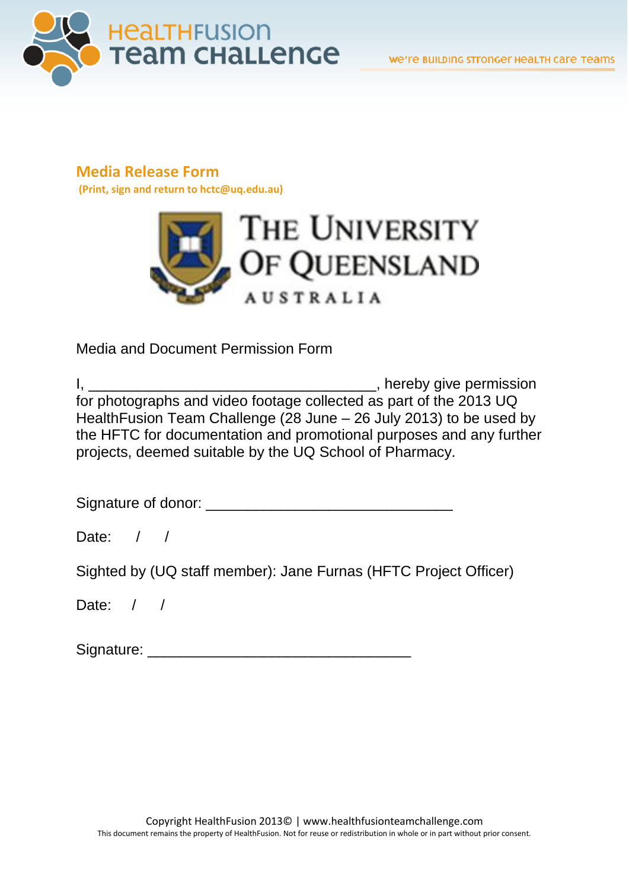## Media Release Form

**(Print, sign and return to hctc@uq.edu.au)**

THE UNIVERSITY OF QUEENSLAND AUSTRALIA

Media and Document Permission Form

I, ___________________________________, hereby give permission for photographs and video footage collected as part of the 2013 UQ HealthFusion Team Challenge (28 June – 26 July 2013) to be used by the HFTC for documentation and promotional purposes and any further projects, deemed suitable by the UQ School of Pharmacy.

Signature of donor: ______________________________

Date: / /

Sighted by (UQ staff member): Jane Furnas (HFTC Project Officer)

Date: / /

Signature: ________________________________

Copyright HealthFusion 2013© | www.healthfusionteamchallenge.com

This document remains the property of HealthFusion. Not for reuse or redistribution in whole or in part without prior consent.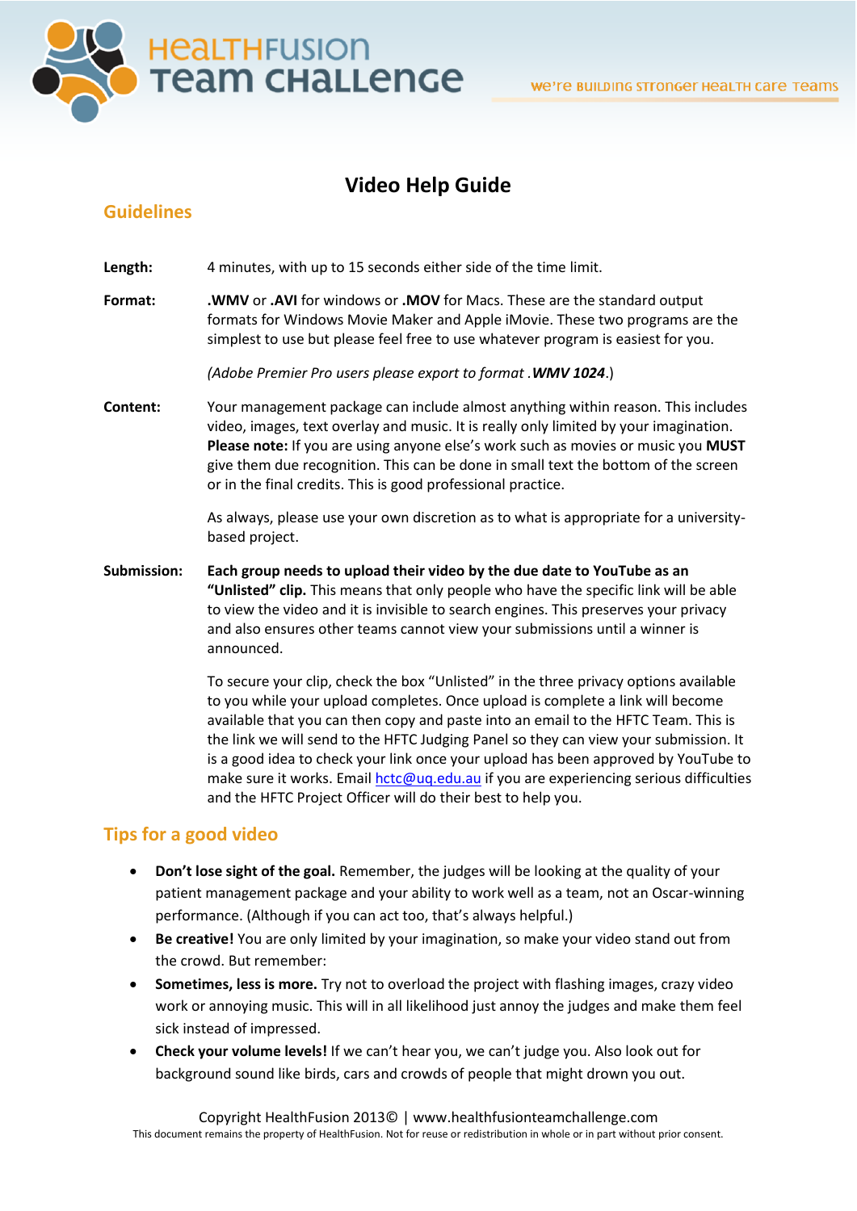# Video Help Guide

## Guidelines

**Length:** 4 minutes, with up to 15 seconds either side of the time limit.

**Format:** **.WMV** or **.AVI** for windows or **.MOV** for Macs. These are the standard output formats for Windows Movie Maker and Apple iMovie. These two programs are the simplest to use but please feel free to use whatever program is easiest for you.

*(Adobe Premier Pro users please export to format .**WMV 1024**.)*

**Content:** Your management package can include almost anything within reason. This includes video, images, text overlay and music. It is really only limited by your imagination. **Please note:** If you are using anyone else's work such as movies or music you **MUST** give them due recognition. This can be done in small text the bottom of the screen or in the final credits. This is good professional practice.

As always, please use your own discretion as to what is appropriate for a university-based project.

**Submission:** **Each group needs to upload their video by the due date to YouTube as an "Unlisted" clip.** This means that only people who have the specific link will be able to view the video and it is invisible to search engines. This preserves your privacy and also ensures other teams cannot view your submissions until a winner is announced.

To secure your clip, check the box "Unlisted" in the three privacy options available to you while your upload completes. Once upload is complete a link will become available that you can then copy and paste into an email to the HFTC Team. This is the link we will send to the HFTC Judging Panel so they can view your submission. It is a good idea to check your link once your upload has been approved by YouTube to make sure it works. Email hctc@uq.edu.au if you are experiencing serious difficulties and the HFTC Project Officer will do their best to help you.

## Tips for a good video

- **Don't lose sight of the goal.** Remember, the judges will be looking at the quality of your patient management package and your ability to work well as a team, not an Oscar-winning performance. (Although if you can act too, that's always helpful.)
- **Be creative!** You are only limited by your imagination, so make your video stand out from the crowd. But remember:
- **Sometimes, less is more.** Try not to overload the project with flashing images, crazy video work or annoying music. This will in all likelihood just annoy the judges and make them feel sick instead of impressed.
- **Check your volume levels!** If we can't hear you, we can't judge you. Also look out for background sound like birds, cars and crowds of people that might drown you out.

Copyright HealthFusion 2013© | www.healthfusionteamchallenge.com
This document remains the property of HealthFusion. Not for reuse or redistribution in whole or in part without prior consent.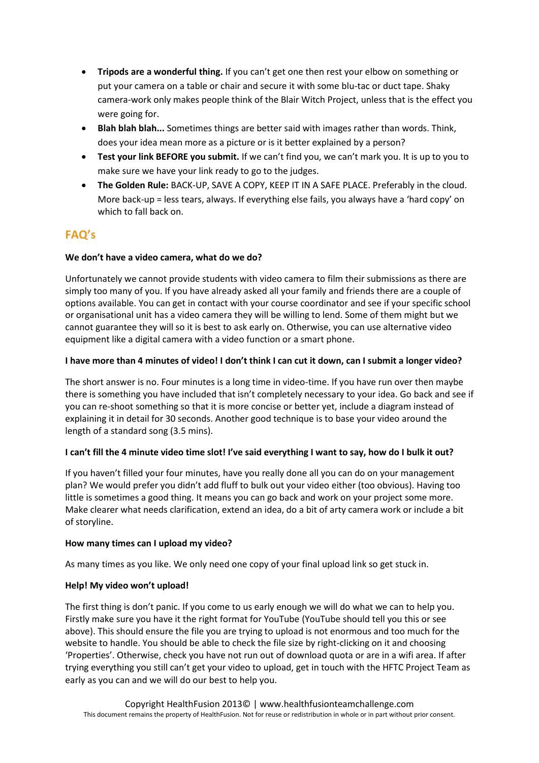- **Tripods are a wonderful thing.** If you can't get one then rest your elbow on something or put your camera on a table or chair and secure it with some blu-tac or duct tape. Shaky camera-work only makes people think of the Blair Witch Project, unless that is the effect you were going for.
- **Blah blah blah...** Sometimes things are better said with images rather than words. Think, does your idea mean more as a picture or is it better explained by a person?
- **Test your link BEFORE you submit.** If we can't find you, we can't mark you. It is up to you to make sure we have your link ready to go to the judges.
- **The Golden Rule:** BACK-UP, SAVE A COPY, KEEP IT IN A SAFE PLACE. Preferably in the cloud. More back-up = less tears, always. If everything else fails, you always have a 'hard copy' on which to fall back on.

## FAQ's

**We don't have a video camera, what do we do?**

Unfortunately we cannot provide students with video camera to film their submissions as there are simply too many of you. If you have already asked all your family and friends there are a couple of options available. You can get in contact with your course coordinator and see if your specific school or organisational unit has a video camera they will be willing to lend. Some of them might but we cannot guarantee they will so it is best to ask early on. Otherwise, you can use alternative video equipment like a digital camera with a video function or a smart phone.

**I have more than 4 minutes of video! I don't think I can cut it down, can I submit a longer video?**

The short answer is no. Four minutes is a long time in video-time. If you have run over then maybe there is something you have included that isn't completely necessary to your idea. Go back and see if you can re-shoot something so that it is more concise or better yet, include a diagram instead of explaining it in detail for 30 seconds. Another good technique is to base your video around the length of a standard song (3.5 mins).

**I can't fill the 4 minute video time slot! I've said everything I want to say, how do I bulk it out?**

If you haven't filled your four minutes, have you really done all you can do on your management plan? We would prefer you didn't add fluff to bulk out your video either (too obvious). Having too little is sometimes a good thing. It means you can go back and work on your project some more. Make clearer what needs clarification, extend an idea, do a bit of arty camera work or include a bit of storyline.

**How many times can I upload my video?**

As many times as you like. We only need one copy of your final upload link so get stuck in.

**Help! My video won't upload!**

The first thing is don't panic. If you come to us early enough we will do what we can to help you. Firstly make sure you have it the right format for YouTube (YouTube should tell you this or see above). This should ensure the file you are trying to upload is not enormous and too much for the website to handle. You should be able to check the file size by right-clicking on it and choosing 'Properties'. Otherwise, check you have not run out of download quota or are in a wifi area. If after trying everything you still can't get your video to upload, get in touch with the HFTC Project Team as early as you can and we will do our best to help you.